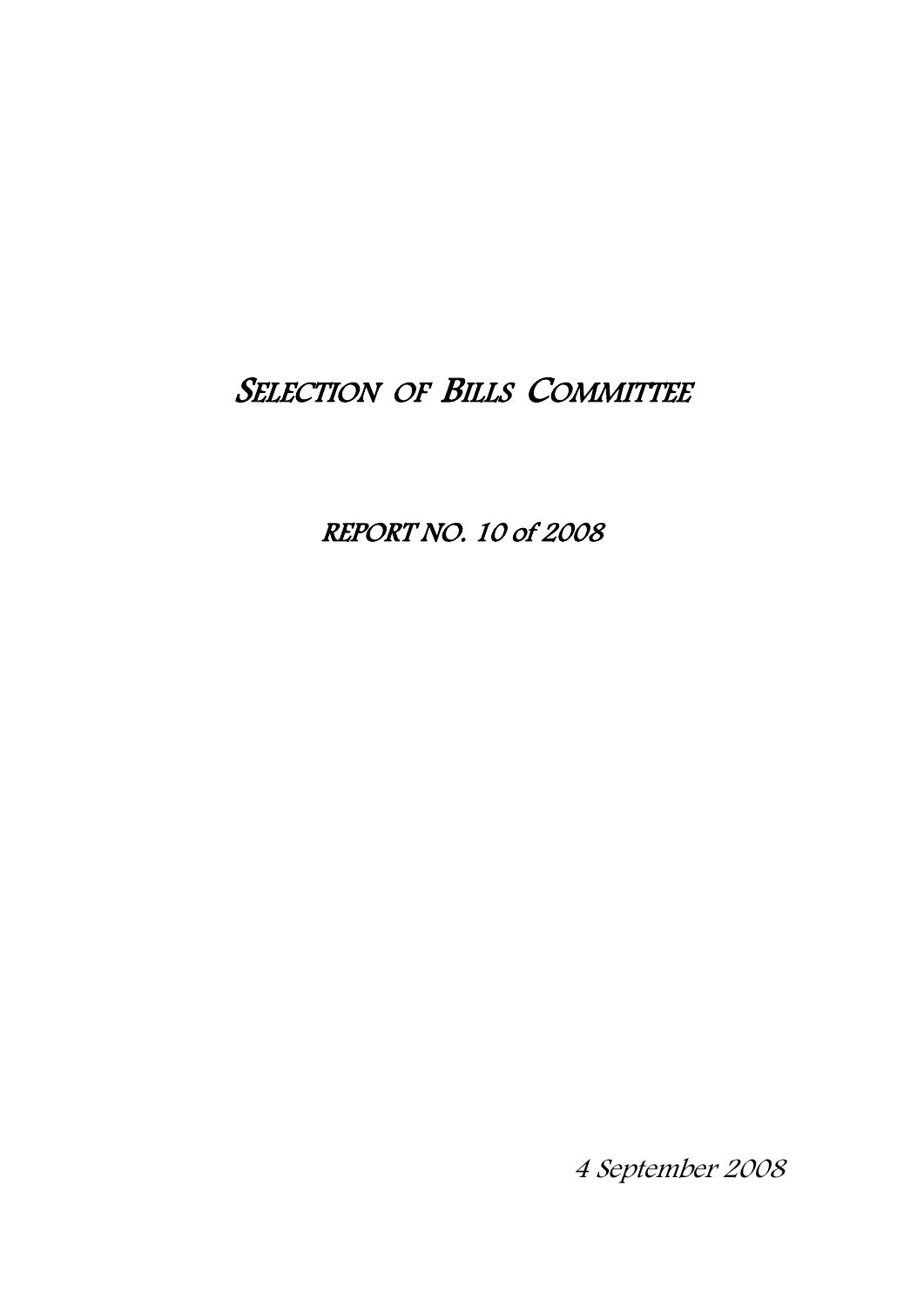# SELECTION OF BILLS COMMITTEE

## REPORT NO. 10 of 2008

*4 September 2008*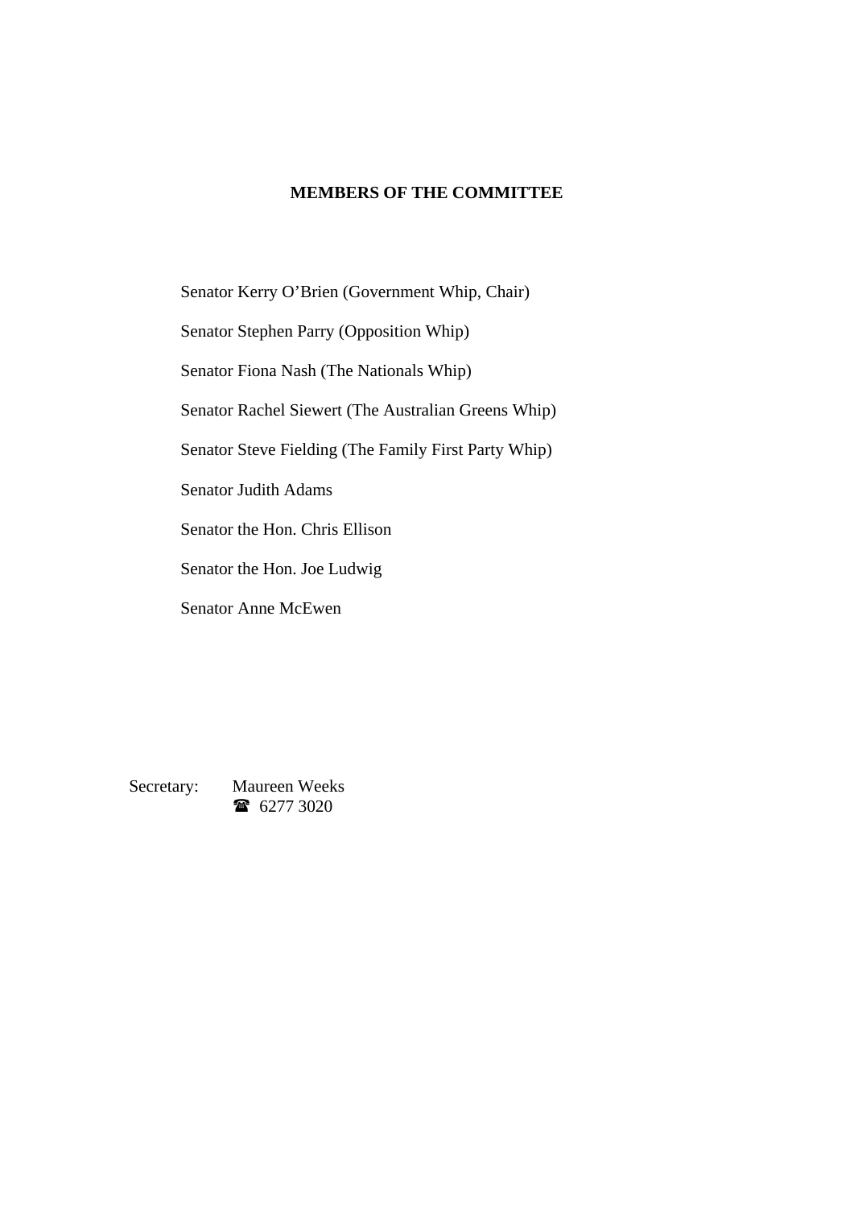## MEMBERS OF THE COMMITTEE

Senator Kerry O'Brien (Government Whip, Chair)

Senator Stephen Parry (Opposition Whip)

Senator Fiona Nash (The Nationals Whip)

Senator Rachel Siewert (The Australian Greens Whip)

Senator Steve Fielding (The Family First Party Whip)

Senator Judith Adams

Senator the Hon. Chris Ellison

Senator the Hon. Joe Ludwig

Senator Anne McEwen

Secretary: Maureen Weeks
☎ 6277 3020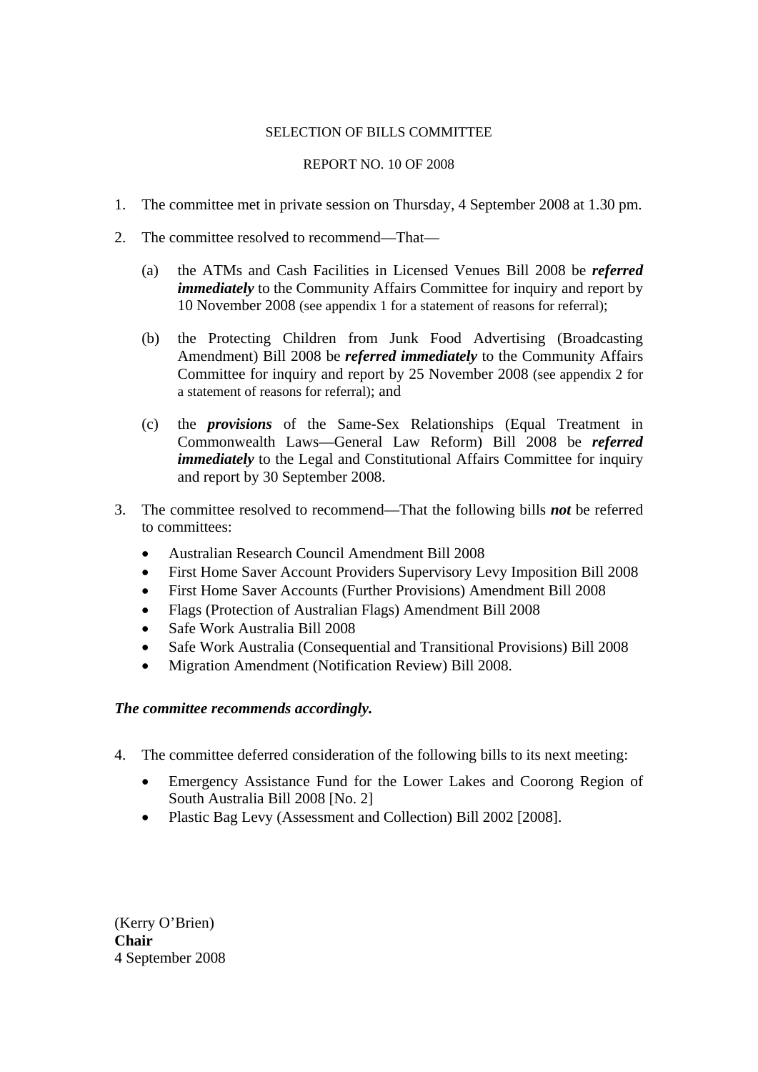SELECTION OF BILLS COMMITTEE

REPORT NO. 10 OF 2008

1. The committee met in private session on Thursday, 4 September 2008 at 1.30 pm.

2. The committee resolved to recommend—That—

   (a) the ATMs and Cash Facilities in Licensed Venues Bill 2008 be ***referred immediately*** to the Community Affairs Committee for inquiry and report by 10 November 2008 (see appendix 1 for a statement of reasons for referral);

   (b) the Protecting Children from Junk Food Advertising (Broadcasting Amendment) Bill 2008 be ***referred immediately*** to the Community Affairs Committee for inquiry and report by 25 November 2008 (see appendix 2 for a statement of reasons for referral); and

   (c) the ***provisions*** of the Same-Sex Relationships (Equal Treatment in Commonwealth Laws—General Law Reform) Bill 2008 be ***referred immediately*** to the Legal and Constitutional Affairs Committee for inquiry and report by 30 September 2008.

3. The committee resolved to recommend—That the following bills ***not*** be referred to committees:

   - Australian Research Council Amendment Bill 2008
   - First Home Saver Account Providers Supervisory Levy Imposition Bill 2008
   - First Home Saver Accounts (Further Provisions) Amendment Bill 2008
   - Flags (Protection of Australian Flags) Amendment Bill 2008
   - Safe Work Australia Bill 2008
   - Safe Work Australia (Consequential and Transitional Provisions) Bill 2008
   - Migration Amendment (Notification Review) Bill 2008.

***The committee recommends accordingly.***

4. The committee deferred consideration of the following bills to its next meeting:

   - Emergency Assistance Fund for the Lower Lakes and Coorong Region of South Australia Bill 2008 [No. 2]
   - Plastic Bag Levy (Assessment and Collection) Bill 2002 [2008].

(Kerry O'Brien)
**Chair**
4 September 2008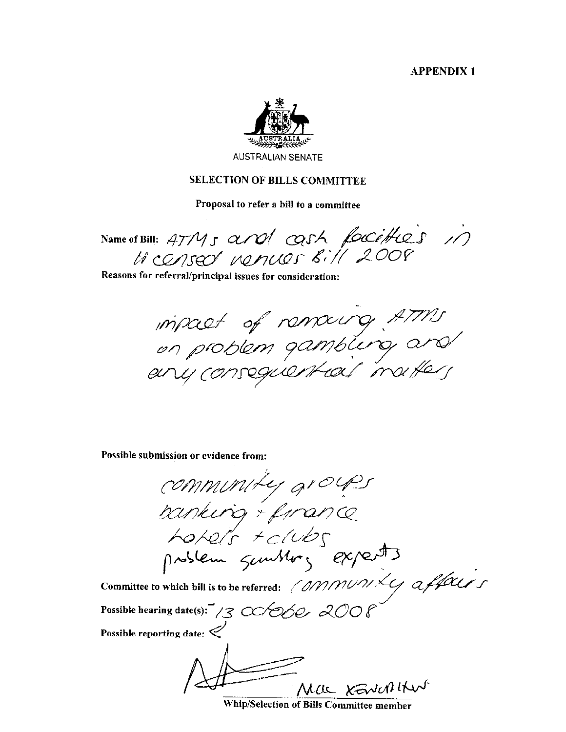**APPENDIX 1**

AUSTRALIAN SENATE

**SELECTION OF BILLS COMMITTEE**

**Proposal to refer a bill to a committee**

**Name of Bill:** ATMs and cash facilities in licensed venues Bill 2008

**Reasons for referral/principal issues for consideration:**

impact of removing ATMs on problem gambling and any consequential matters

**Possible submission or evidence from:**

community groups
banking + finance
hotels + clubs
problem gambling experts

**Committee to which bill is to be referred:** community affairs

**Possible hearing date(s):** 13 october 2008

**Possible reporting date:**

Nick Xenophon

**Whip/Selection of Bills Committee member**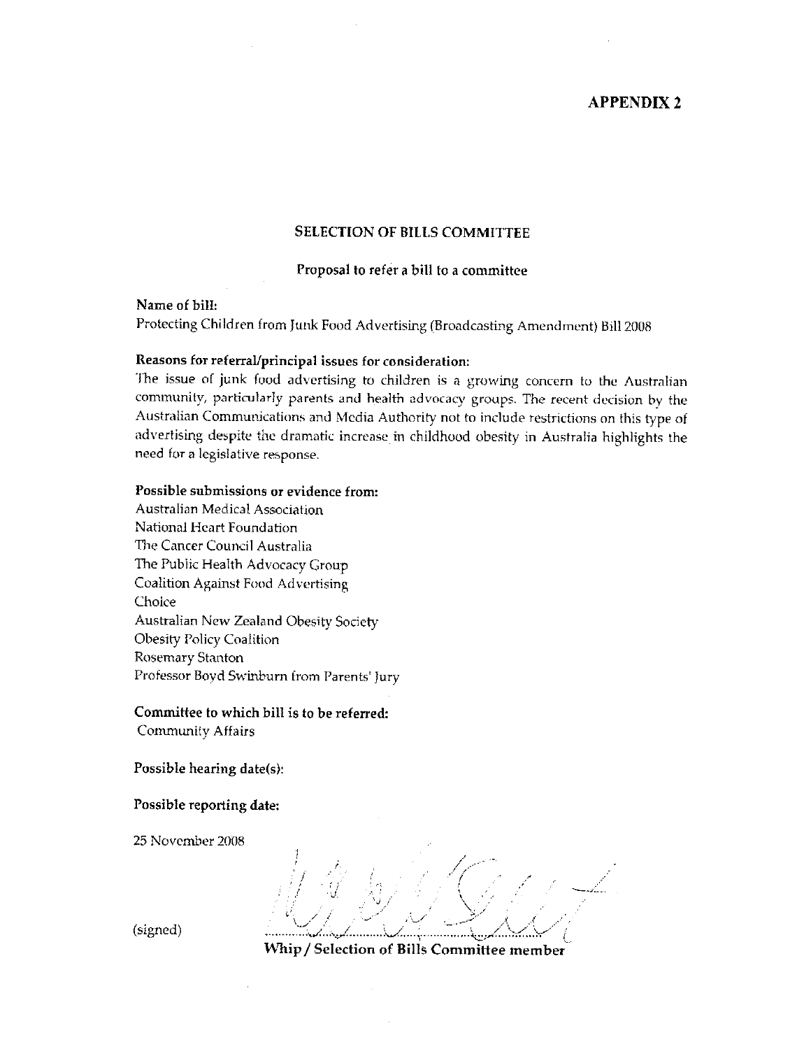**APPENDIX 2**

## SELECTION OF BILLS COMMITTEE

### Proposal to refer a bill to a committee

**Name of bill:**

Protecting Children from Junk Food Advertising (Broadcasting Amendment) Bill 2008

**Reasons for referral/principal issues for consideration:**

The issue of junk food advertising to children is a growing concern to the Australian community, particularly parents and health advocacy groups. The recent decision by the Australian Communications and Media Authority not to include restrictions on this type of advertising despite the dramatic increase in childhood obesity in Australia highlights the need for a legislative response.

**Possible submissions or evidence from:**

Australian Medical Association
National Heart Foundation
The Cancer Council Australia
The Public Health Advocacy Group
Coalition Against Food Advertising
Choice
Australian New Zealand Obesity Society
Obesity Policy Coalition
Rosemary Stanton
Professor Boyd Swinburn from Parents' Jury

**Committee to which bill is to be referred:**

Community Affairs

**Possible hearing date(s):**

**Possible reporting date:**

25 November 2008

(signed) ..........................................................

**Whip / Selection of Bills Committee member**